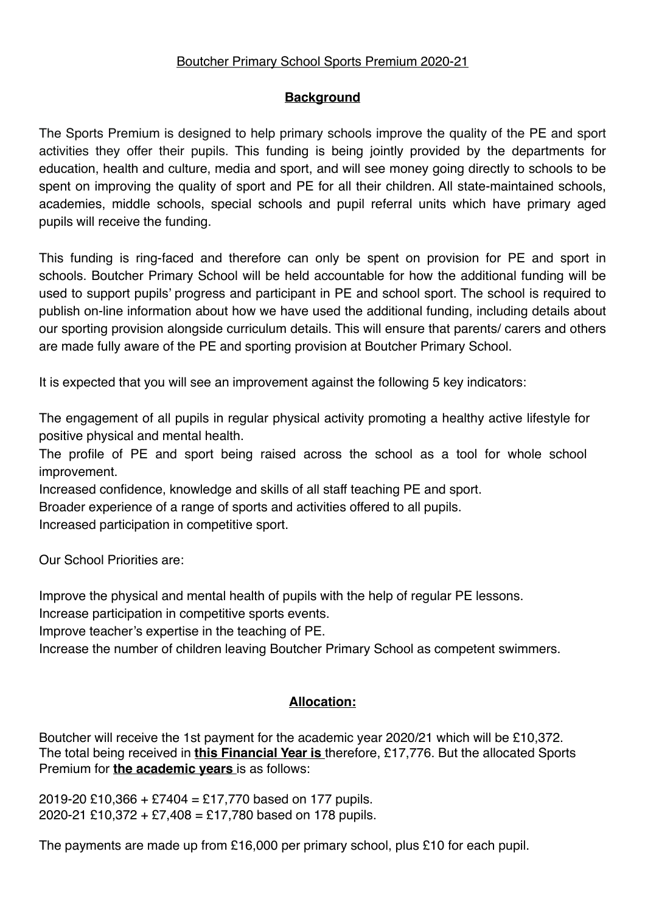Boutcher Primary School Sports Premium 2020-21

## **Background**

The Sports Premium is designed to help primary schools improve the quality of the PE and sport activities they offer their pupils. This funding is being jointly provided by the departments for education, health and culture, media and sport, and will see money going directly to schools to be spent on improving the quality of sport and PE for all their children. All state-maintained schools, academies, middle schools, special schools and pupil referral units which have primary aged pupils will receive the funding.

This funding is ring-faced and therefore can only be spent on provision for PE and sport in schools. Boutcher Primary School will be held accountable for how the additional funding will be used to support pupils' progress and participant in PE and school sport. The school is required to publish on-line information about how we have used the additional funding, including details about our sporting provision alongside curriculum details. This will ensure that parents/ carers and others are made fully aware of the PE and sporting provision at Boutcher Primary School.

It is expected that you will see an improvement against the following 5 key indicators:

The engagement of all pupils in regular physical activity promoting a healthy active lifestyle for positive physical and mental health.
The profile of PE and sport being raised across the school as a tool for whole school improvement.
Increased confidence, knowledge and skills of all staff teaching PE and sport.
Broader experience of a range of sports and activities offered to all pupils.
Increased participation in competitive sport.

Our School Priorities are:

Improve the physical and mental health of pupils with the help of regular PE lessons.
Increase participation in competitive sports events.
Improve teacher's expertise in the teaching of PE.
Increase the number of children leaving Boutcher Primary School as competent swimmers.

## **Allocation:**

Boutcher will receive the 1st payment for the academic year 2020/21 which will be £10,372. The total being received in **this Financial Year is** therefore, £17,776. But the allocated Sports Premium for **the academic years** is as follows:

2019-20 £10,366 + £7404 = £17,770 based on 177 pupils.
2020-21 £10,372 + £7,408 = £17,780 based on 178 pupils.

The payments are made up from £16,000 per primary school, plus £10 for each pupil.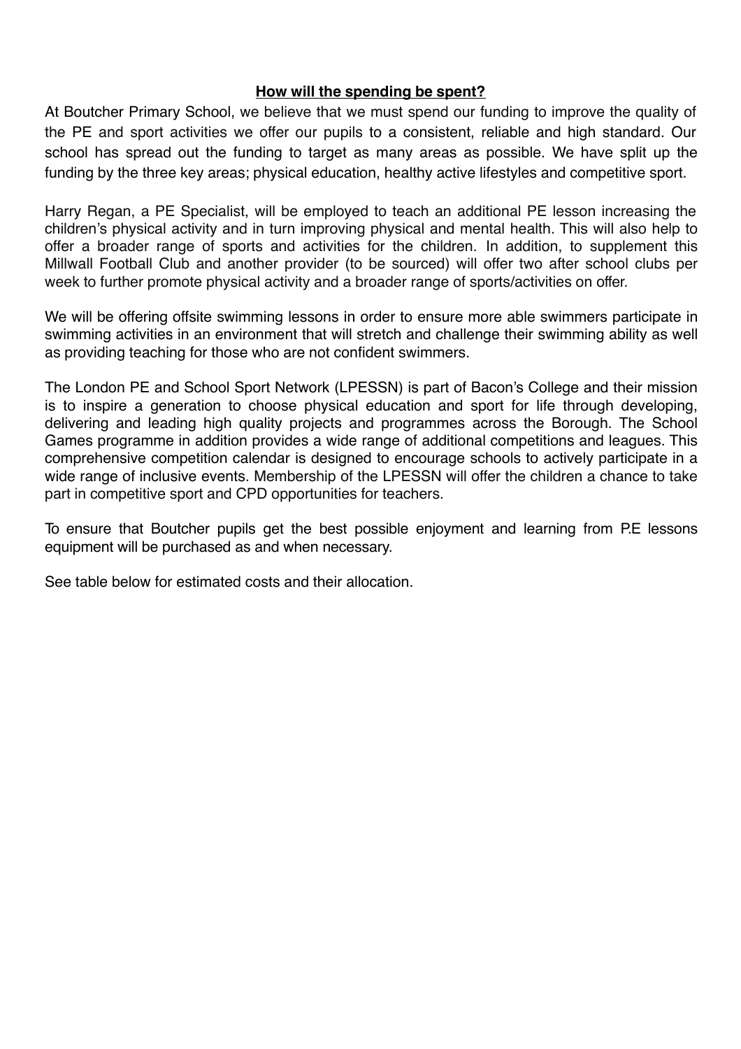## How will the spending be spent?

At Boutcher Primary School, we believe that we must spend our funding to improve the quality of the PE and sport activities we offer our pupils to a consistent, reliable and high standard. Our school has spread out the funding to target as many areas as possible. We have split up the funding by the three key areas; physical education, healthy active lifestyles and competitive sport.

Harry Regan, a PE Specialist, will be employed to teach an additional PE lesson increasing the children's physical activity and in turn improving physical and mental health. This will also help to offer a broader range of sports and activities for the children. In addition, to supplement this Millwall Football Club and another provider (to be sourced) will offer two after school clubs per week to further promote physical activity and a broader range of sports/activities on offer.

We will be offering offsite swimming lessons in order to ensure more able swimmers participate in swimming activities in an environment that will stretch and challenge their swimming ability as well as providing teaching for those who are not confident swimmers.

The London PE and School Sport Network (LPESSN) is part of Bacon's College and their mission is to inspire a generation to choose physical education and sport for life through developing, delivering and leading high quality projects and programmes across the Borough. The School Games programme in addition provides a wide range of additional competitions and leagues. This comprehensive competition calendar is designed to encourage schools to actively participate in a wide range of inclusive events. Membership of the LPESSN will offer the children a chance to take part in competitive sport and CPD opportunities for teachers.

To ensure that Boutcher pupils get the best possible enjoyment and learning from P.E lessons equipment will be purchased as and when necessary.

See table below for estimated costs and their allocation.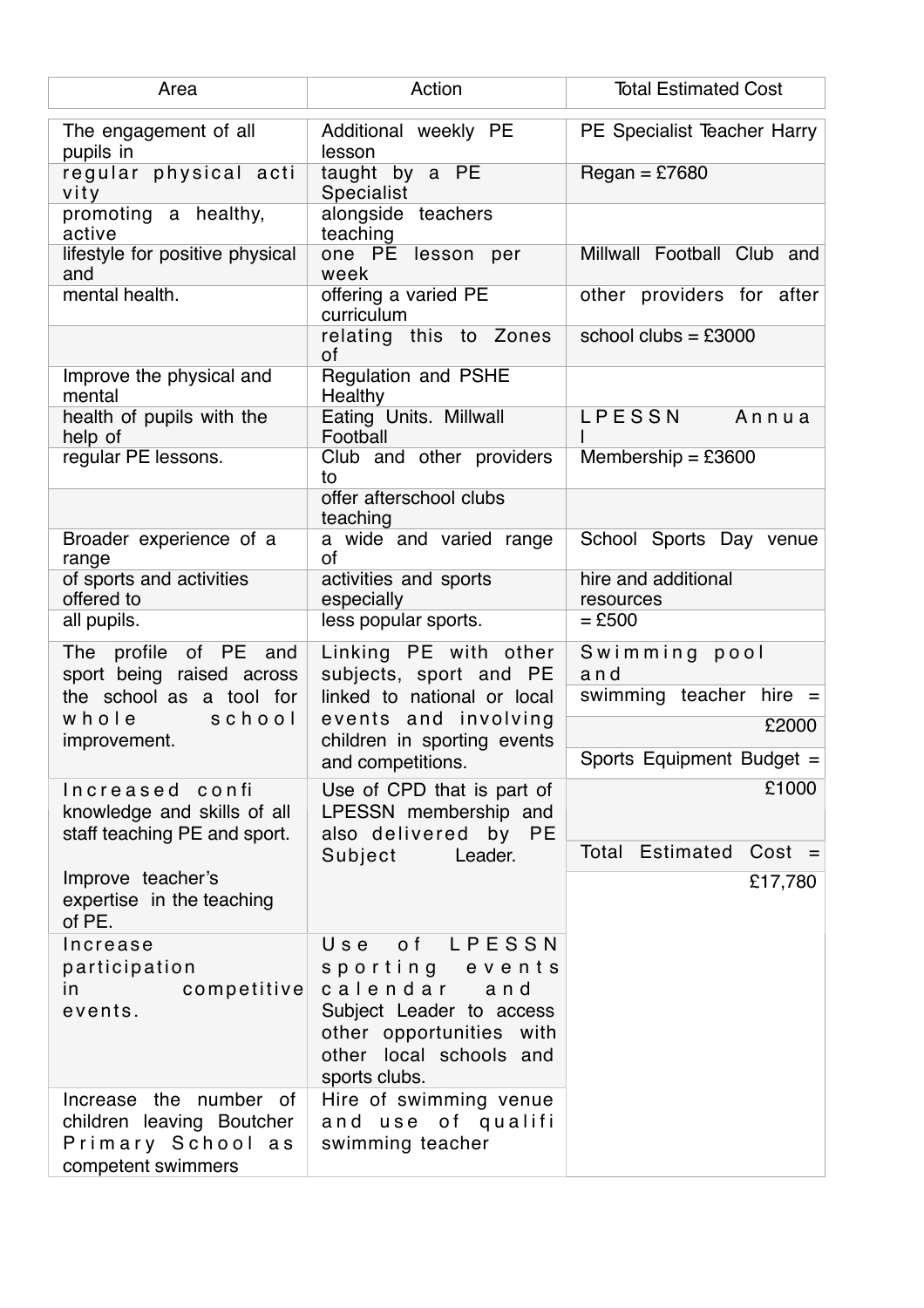| Area | Action | Total Estimated Cost |
| --- | --- | --- |
| The engagement of all pupils in regular physical activity promoting a healthy, active lifestyle for positive physical and mental health. | Additional weekly PE lesson taught by a PE Specialist alongside teachers teaching one PE lesson per week offering a varied PE curriculum relating this to Zones of | PE Specialist Teacher Harry Regan = £7680<br><br>Millwall Football Club and other providers for after school clubs = £3000 |
| Improve the physical and mental health of pupils with the help of regular PE lessons. | Regulation and PSHE Healthy Eating Units. Millwall Football Club and other providers to offer afterschool clubs | LPESSN Annual Membership = £3600 |
| Broader experience of a range of sports and activities offered to all pupils. | teaching a wide and varied range of activities and sports especially less popular sports. | School Sports Day venue hire and additional resources = £500 |
| The profile of PE and sport being raised across the school as a tool for whole school improvement. | Linking PE with other subjects, sport and PE linked to national or local events and involving children in sporting events and competitions. | Swimming pool and swimming teacher hire = £2000<br><br>Sports Equipment Budget = £1000 |
| Increased confidence, knowledge and skills of all staff teaching PE and sport.<br><br>Improve teacher's expertise in the teaching of PE. | Use of CPD that is part of LPESSN membership and also delivered by PE Subject Leader. | Total Estimated Cost = £17,780 |
| Increase participation in competitive events. | Use of LPESSN sporting events calendar and Subject Leader to access other opportunities with other local schools and sports clubs. | |
| Increase the number of children leaving Boutcher Primary School as competent swimmers | Hire of swimming venue and use of qualified swimming teacher | |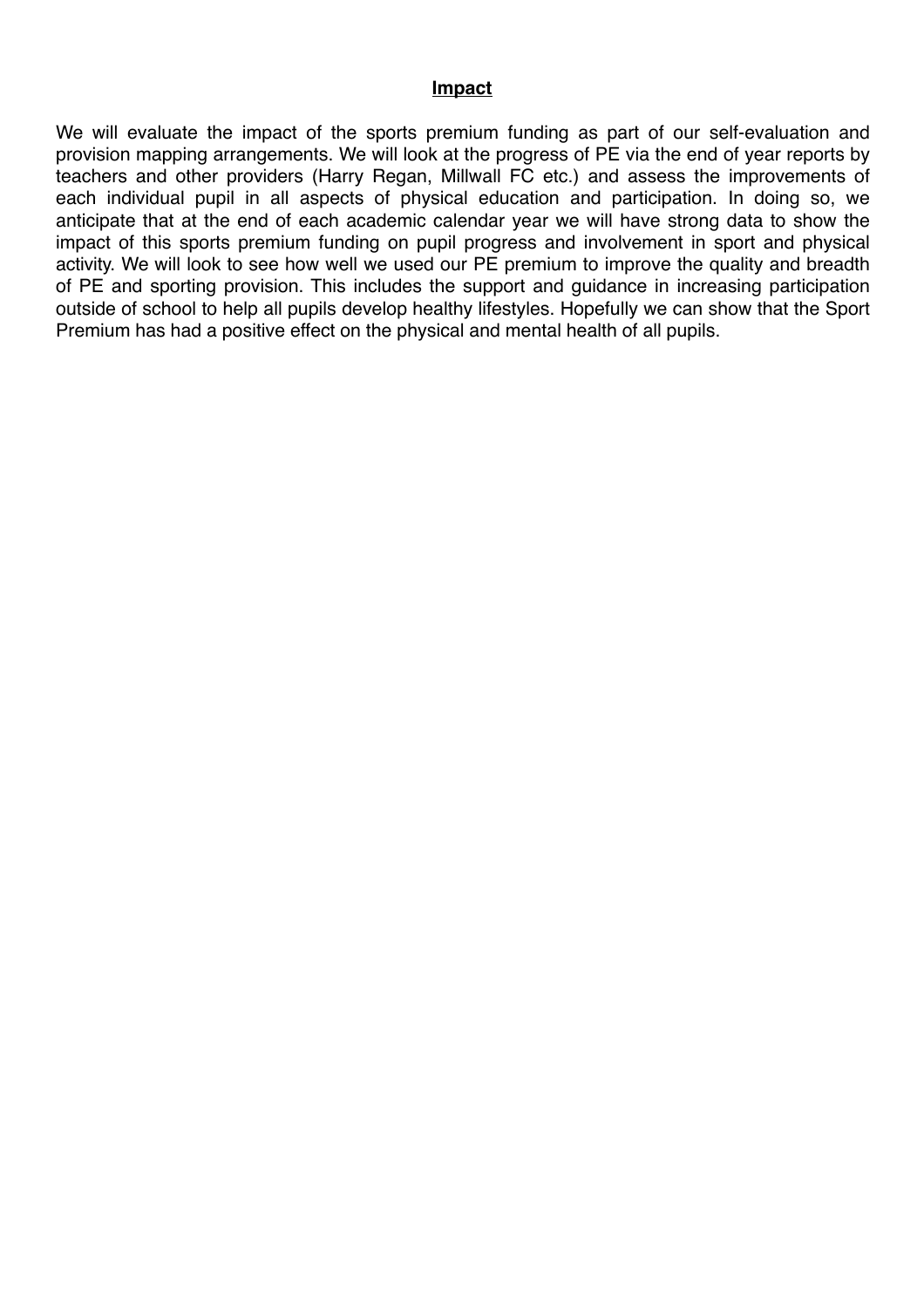## <u>Impact</u>

We will evaluate the impact of the sports premium funding as part of our self-evaluation and provision mapping arrangements. We will look at the progress of PE via the end of year reports by teachers and other providers (Harry Regan, Millwall FC etc.) and assess the improvements of each individual pupil in all aspects of physical education and participation. In doing so, we anticipate that at the end of each academic calendar year we will have strong data to show the impact of this sports premium funding on pupil progress and involvement in sport and physical activity. We will look to see how well we used our PE premium to improve the quality and breadth of PE and sporting provision. This includes the support and guidance in increasing participation outside of school to help all pupils develop healthy lifestyles. Hopefully we can show that the Sport Premium has had a positive effect on the physical and mental health of all pupils.